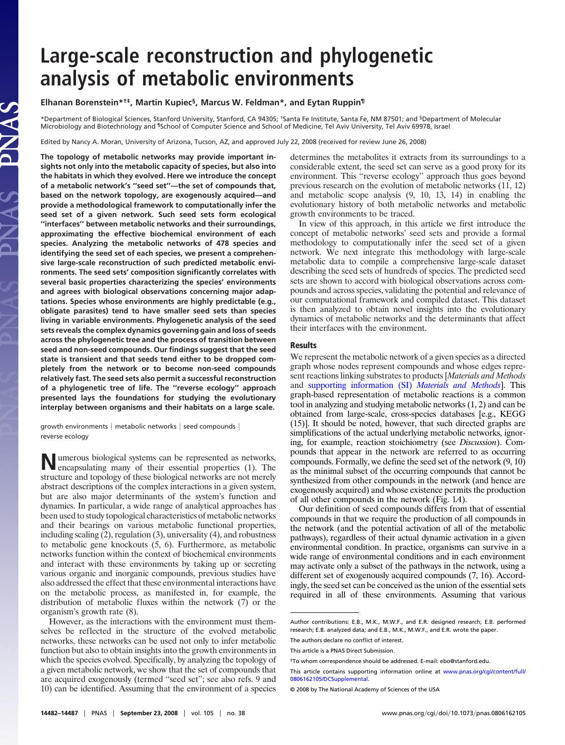# Large-scale reconstruction and phylogenetic analysis of metabolic environments

**Elhanan Borenstein*†‡, Martin Kupiec§, Marcus W. Feldman*, and Eytan Ruppin¶**

*Department of Biological Sciences, Stanford University, Stanford, CA 94305; †Santa Fe Institute, Santa Fe, NM 87501; and §Department of Molecular Microbiology and Biotechnology and ¶School of Computer Science and School of Medicine, Tel Aviv University, Tel Aviv 69978, Israel

Edited by Nancy A. Moran, University of Arizona, Tucson, AZ, and approved July 22, 2008 (received for review June 26, 2008)

**The topology of metabolic networks may provide important insights not only into the metabolic capacity of species, but also into the habitats in which they evolved. Here we introduce the concept of a metabolic network's "seed set"—the set of compounds that, based on the network topology, are exogenously acquired—and provide a methodological framework to computationally infer the seed set of a given network. Such seed sets form ecological "interfaces" between metabolic networks and their surroundings, approximating the effective biochemical environment of each species. Analyzing the metabolic networks of 478 species and identifying the seed set of each species, we present a comprehensive large-scale reconstruction of such predicted metabolic environments. The seed sets' composition significantly correlates with several basic properties characterizing the species' environments and agrees with biological observations concerning major adaptations. Species whose environments are highly predictable (e.g., obligate parasites) tend to have smaller seed sets than species living in variable environments. Phylogenetic analysis of the seed sets reveals the complex dynamics governing gain and loss of seeds across the phylogenetic tree and the process of transition between seed and non-seed compounds. Our findings suggest that the seed state is transient and that seeds tend either to be dropped completely from the network or to become non-seed compounds relatively fast. The seed sets also permit a successful reconstruction of a phylogenetic tree of life. The "reverse ecology" approach presented lays the foundations for studying the evolutionary interplay between organisms and their habitats on a large scale.**

growth environments | metabolic networks | seed compounds | reverse ecology

Numerous biological systems can be represented as networks, encapsulating many of their essential properties (1). The structure and topology of these biological networks are not merely abstract descriptions of the complex interactions in a given system, but are also major determinants of the system's function and dynamics. In particular, a wide range of analytical approaches has been used to study topological characteristics of metabolic networks and their bearings on various metabolic functional properties, including scaling (2), regulation (3), universality (4), and robustness to metabolic gene knockouts (5, 6). Furthermore, as metabolic networks function within the context of biochemical environments and interact with these environments by taking up or secreting various organic and inorganic compounds, previous studies have also addressed the effect that these environmental interactions have on the metabolic process, as manifested in, for example, the distribution of metabolic fluxes within the network (7) or the organism's growth rate (8).

However, as the interactions with the environment must themselves be reflected in the structure of the evolved metabolic networks, these networks can be used not only to infer metabolic function but also to obtain insights into the growth environments in which the species evolved. Specifically, by analyzing the topology of a given metabolic network, we show that the set of compounds that are acquired exogenously (termed "seed set"; see also refs. 9 and 10) can be identified. Assuming that the environment of a species determines the metabolites it extracts from its surroundings to a considerable extent, the seed set can serve as a good proxy for its environment. This "reverse ecology" approach thus goes beyond previous research on the evolution of metabolic networks (11, 12) and metabolic scope analysis (9, 10, 13, 14) in enabling the evolutionary history of both metabolic networks and metabolic growth environments to be traced.

In view of this approach, in this article we first introduce the concept of metabolic networks' seed sets and provide a formal methodology to computationally infer the seed set of a given network. We next integrate this methodology with large-scale metabolic data to compile a comprehensive large-scale dataset describing the seed sets of hundreds of species. The predicted seed sets are shown to accord with biological observations across compounds and across species, validating the potential and relevance of our computational framework and compiled dataset. This dataset is then analyzed to obtain novel insights into the evolutionary dynamics of metabolic networks and the determinants that affect their interfaces with the environment.

## Results

We represent the metabolic network of a given species as a directed graph whose nodes represent compounds and whose edges represent reactions linking substrates to products [*Materials and Methods* and supporting information (SI) *Materials and Methods*]. This graph-based representation of metabolic reactions is a common tool in analyzing and studying metabolic networks (1, 2) and can be obtained from large-scale, cross-species databases [e.g., KEGG (15)]. It should be noted, however, that such directed graphs are simplifications of the actual underlying metabolic networks, ignoring, for example, reaction stoichiometry (see *Discussion*). Compounds that appear in the network are referred to as occurring compounds. Formally, we define the seed set of the network (9, 10) as the minimal subset of the occurring compounds that cannot be synthesized from other compounds in the network (and hence are exogenously acquired) and whose existence permits the production of all other compounds in the network (Fig. 1*A*).

Our definition of seed compounds differs from that of essential compounds in that we require the production of all compounds in the network (and the potential activation of all of the metabolic pathways), regardless of their actual dynamic activation in a given environmental condition. In practice, organisms can survive in a wide range of environmental conditions and in each environment may activate only a subset of the pathways in the network, using a different set of exogenously acquired compounds (7, 16). Accordingly, the seed set can be conceived as the union of the essential sets required in all of these environments. Assuming that various

Author contributions: E.B., M.K., M.W.F., and E.R. designed research; E.B. performed research; E.B. analyzed data; and E.B., M.K., M.W.F., and E.R. wrote the paper.

The authors declare no conflict of interest.

This article is a PNAS Direct Submission.

‡To whom correspondence should be addressed. E-mail: ebo@stanford.edu.

This article contains supporting information online at www.pnas.org/cgi/content/full/0806162105/DCSupplemental.

© 2008 by The National Academy of Sciences of the USA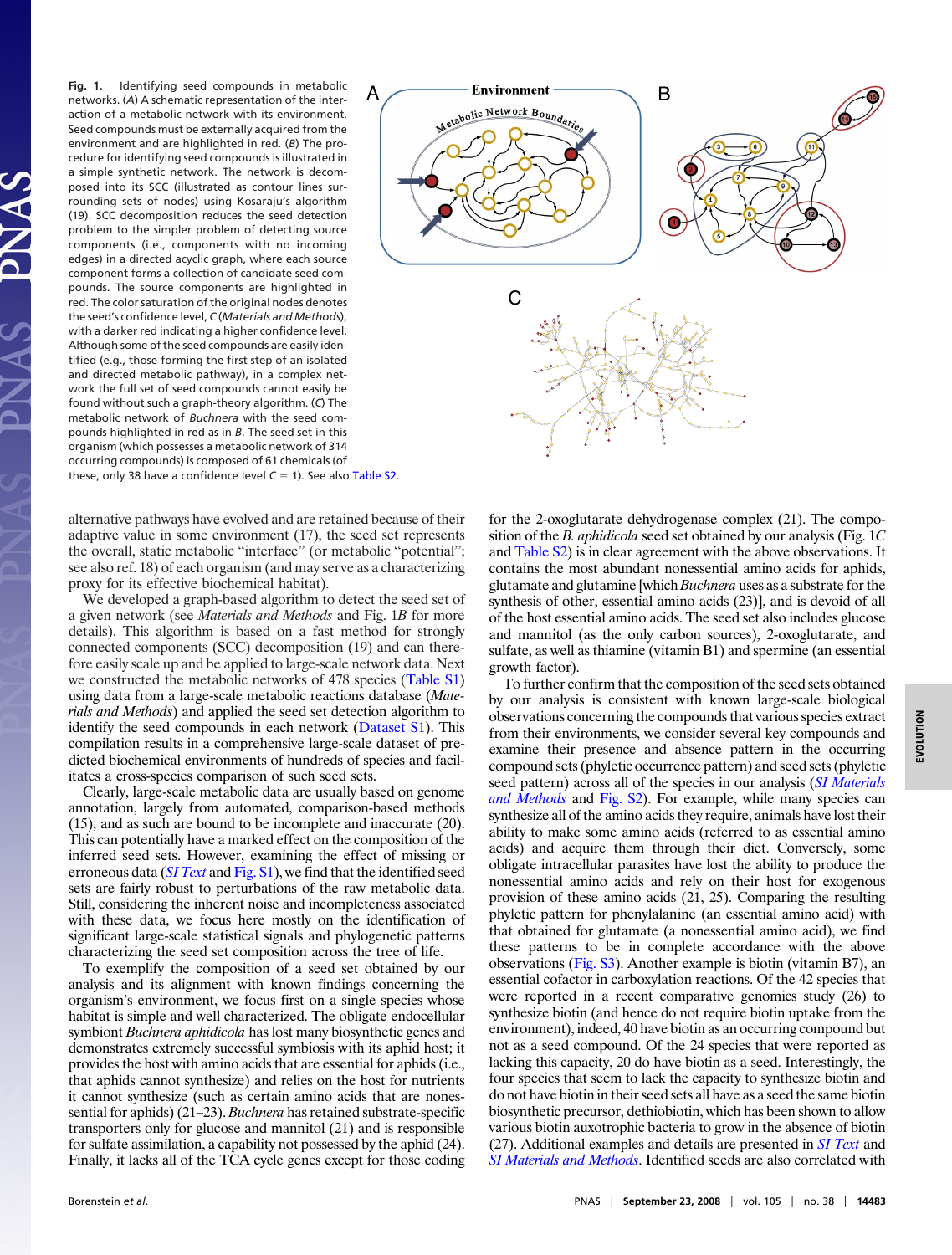**Fig. 1.** Identifying seed compounds in metabolic networks. (*A*) A schematic representation of the interaction of a metabolic network with its environment. Seed compounds must be externally acquired from the environment and are highlighted in red. (*B*) The procedure for identifying seed compounds is illustrated in a simple synthetic network. The network is decomposed into its SCC (illustrated as contour lines surrounding sets of nodes) using Kosaraju's algorithm (19). SCC decomposition reduces the seed detection problem to the simpler problem of detecting source components (i.e., components with no incoming edges) in a directed acyclic graph, where each source component forms a collection of candidate seed compounds. The source components are highlighted in red. The color saturation of the original nodes denotes the seed's confidence level, *C* (*Materials and Methods*), with a darker red indicating a higher confidence level. Although some of the seed compounds are easily identified (e.g., those forming the first step of an isolated and directed metabolic pathway), in a complex network the full set of seed compounds cannot easily be found without such a graph-theory algorithm. (*C*) The metabolic network of *Buchnera* with the seed compounds highlighted in red as in *B*. The seed set in this organism (which possesses a metabolic network of 314 occurring compounds) is composed of 61 chemicals (of these, only 38 have a confidence level *C* = 1). See also Table S2.

alternative pathways have evolved and are retained because of their adaptive value in some environment (17), the seed set represents the overall, static metabolic "interface" (or metabolic "potential"; see also ref. 18) of each organism (and may serve as a characterizing proxy for its effective biochemical habitat).

We developed a graph-based algorithm to detect the seed set of a given network (see *Materials and Methods* and Fig. 1*B* for more details). This algorithm is based on a fast method for strongly connected components (SCC) decomposition (19) and can therefore easily scale up and be applied to large-scale network data. Next we constructed the metabolic networks of 478 species (Table S1) using data from a large-scale metabolic reactions database (*Materials and Methods*) and applied the seed set detection algorithm to identify the seed compounds in each network (Dataset S1). This compilation results in a comprehensive large-scale dataset of predicted biochemical environments of hundreds of species and facilitates a cross-species comparison of such seed sets.

Clearly, large-scale metabolic data are usually based on genome annotation, largely from automated, comparison-based methods (15), and as such are bound to be incomplete and inaccurate (20). This can potentially have a marked effect on the composition of the inferred seed sets. However, examining the effect of missing or erroneous data (*SI Text* and Fig. S1), we find that the identified seed sets are fairly robust to perturbations of the raw metabolic data. Still, considering the inherent noise and incompleteness associated with these data, we focus here mostly on the identification of significant large-scale statistical signals and phylogenetic patterns characterizing the seed set composition across the tree of life.

To exemplify the composition of a seed set obtained by our analysis and its alignment with known findings concerning the organism's environment, we focus first on a single species whose habitat is simple and well characterized. The obligate endocellular symbiont *Buchnera aphidicola* has lost many biosynthetic genes and demonstrates extremely successful symbiosis with its aphid host; it provides the host with amino acids that are essential for aphids (i.e., that aphids cannot synthesize) and relies on the host for nutrients it cannot synthesize (such as certain amino acids that are nonessential for aphids) (21–23). *Buchnera* has retained substrate-specific transporters only for glucose and mannitol (21) and is responsible for sulfate assimilation, a capability not possessed by the aphid (24). Finally, it lacks all of the TCA cycle genes except for those coding for the 2-oxoglutarate dehydrogenase complex (21). The composition of the *B. aphidicola* seed set obtained by our analysis (Fig. 1*C* and Table S2) is in clear agreement with the above observations. It contains the most abundant nonessential amino acids for aphids, glutamate and glutamine [which *Buchnera* uses as a substrate for the synthesis of other, essential amino acids (23)], and is devoid of all of the host essential amino acids. The seed set also includes glucose and mannitol (as the only carbon sources), 2-oxoglutarate, and sulfate, as well as thiamine (vitamin B1) and spermine (an essential growth factor).

To further confirm that the composition of the seed sets obtained by our analysis is consistent with known large-scale biological observations concerning the compounds that various species extract from their environments, we consider several key compounds and examine their presence and absence pattern in the occurring compound sets (phyletic occurrence pattern) and seed sets (phyletic seed pattern) across all of the species in our analysis (*SI Materials and Methods* and Fig. S2). For example, while many species can synthesize all of the amino acids they require, animals have lost their ability to make some amino acids (referred to as essential amino acids) and acquire them through their diet. Conversely, some obligate intracellular parasites have lost the ability to produce the nonessential amino acids and rely on their host for exogenous provision of these amino acids (21, 25). Comparing the resulting phyletic pattern for phenylalanine (an essential amino acid) with that obtained for glutamate (a nonessential amino acid), we find these patterns to be in complete accordance with the above observations (Fig. S3). Another example is biotin (vitamin B7), an essential cofactor in carboxylation reactions. Of the 42 species that were reported in a recent comparative genomics study (26) to synthesize biotin (and hence do not require biotin uptake from the environment), indeed, 40 have biotin as an occurring compound but not as a seed compound. Of the 24 species that were reported as lacking this capacity, 20 do have biotin as a seed. Interestingly, the four species that seem to lack the capacity to synthesize biotin and do not have biotin in their seed sets all have as a seed the same biotin biosynthetic precursor, dethiobiotin, which has been shown to allow various biotin auxotrophic bacteria to grow in the absence of biotin (27). Additional examples and details are presented in *SI Text* and *SI Materials and Methods*. Identified seeds are also correlated with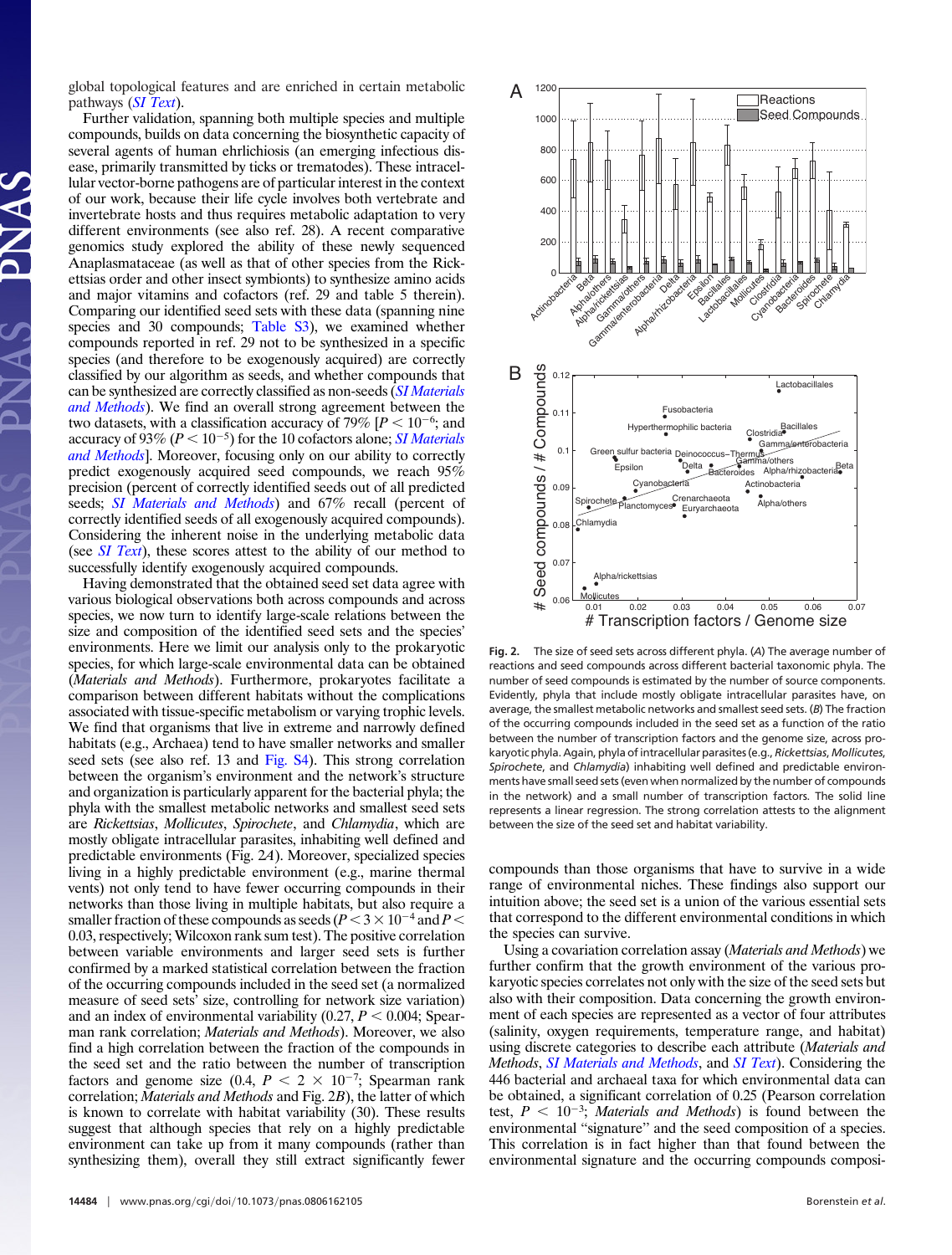global topological features and are enriched in certain metabolic pathways (*SI Text*).

Further validation, spanning both multiple species and multiple compounds, builds on data concerning the biosynthetic capacity of several agents of human ehrlichiosis (an emerging infectious disease, primarily transmitted by ticks or trematodes). These intracellular vector-borne pathogens are of particular interest in the context of our work, because their life cycle involves both vertebrate and invertebrate hosts and thus requires metabolic adaptation to very different environments (see also ref. 28). A recent comparative genomics study explored the ability of these newly sequenced Anaplasmataceae (as well as that of other species from the Rickettsias order and other insect symbionts) to synthesize amino acids and major vitamins and cofactors (ref. 29 and table 5 therein). Comparing our identified seed sets with these data (spanning nine species and 30 compounds; Table S3), we examined whether compounds reported in ref. 29 not to be synthesized in a specific species (and therefore to be exogenously acquired) are correctly classified by our algorithm as seeds, and whether compounds that can be synthesized are correctly classified as non-seeds (*SI Materials and Methods*). We find an overall strong agreement between the two datasets, with a classification accuracy of 79% [$P < 10^{-6}$; and accuracy of 93% ($P < 10^{-5}$) for the 10 cofactors alone; *SI Materials and Methods*]. Moreover, focusing only on our ability to correctly predict exogenously acquired seed compounds, we reach 95% precision (percent of correctly identified seeds out of all predicted seeds; *SI Materials and Methods*) and 67% recall (percent of correctly identified seeds of all exogenously acquired compounds). Considering the inherent noise in the underlying metabolic data (see *SI Text*), these scores attest to the ability of our method to successfully identify exogenously acquired compounds.

Having demonstrated that the obtained seed set data agree with various biological observations both across compounds and across species, we now turn to identify large-scale relations between the size and composition of the identified seed sets and the species' environments. Here we limit our analysis only to the prokaryotic species, for which large-scale environmental data can be obtained (*Materials and Methods*). Furthermore, prokaryotes facilitate a comparison between different habitats without the complications associated with tissue-specific metabolism or varying trophic levels. We find that organisms that live in extreme and narrowly defined habitats (e.g., Archaea) tend to have smaller networks and smaller seed sets (see also ref. 13 and Fig. S4). This strong correlation between the organism's environment and the network's structure and organization is particularly apparent for the bacterial phyla; the phyla with the smallest metabolic networks and smallest seed sets are *Rickettsias*, *Mollicutes*, *Spirochete*, and *Chlamydia*, which are mostly obligate intracellular parasites, inhabiting well defined and predictable environments (Fig. 2*A*). Moreover, specialized species living in a highly predictable environment (e.g., marine thermal vents) not only tend to have fewer occurring compounds in their networks than those living in multiple habitats, but also require a smaller fraction of these compounds as seeds ($P < 3 \times 10^{-4}$ and $P < 0.03$, respectively; Wilcoxon rank sum test). The positive correlation between variable environments and larger seed sets is further confirmed by a marked statistical correlation between the fraction of the occurring compounds included in the seed set (a normalized measure of seed sets' size, controlling for network size variation) and an index of environmental variability (0.27, $P < 0.004$; Spearman rank correlation; *Materials and Methods*). Moreover, we also find a high correlation between the fraction of the compounds in the seed set and the ratio between the number of transcription factors and genome size (0.4, $P < 2 \times 10^{-7}$; Spearman rank correlation; *Materials and Methods* and Fig. 2*B*), the latter of which is known to correlate with habitat variability (30). These results suggest that although species that rely on a highly predictable environment can take up from it many compounds (rather than synthesizing them), overall they still extract significantly fewer compounds than those organisms that have to survive in a wide range of environmental niches. These findings also support our intuition above; the seed set is a union of the various essential sets that correspond to the different environmental conditions in which the species can survive.

Using a covariation correlation assay (*Materials and Methods*) we further confirm that the growth environment of the various prokaryotic species correlates not only with the size of the seed sets but also with their composition. Data concerning the growth environment of each species are represented as a vector of four attributes (salinity, oxygen requirements, temperature range, and habitat) using discrete categories to describe each attribute (*Materials and Methods*, *SI Materials and Methods*, and *SI Text*). Considering the 446 bacterial and archaeal taxa for which environmental data can be obtained, a significant correlation of 0.25 (Pearson correlation test, $P < 10^{-3}$; *Materials and Methods*) is found between the environmental "signature" and the seed composition of a species. This correlation is in fact higher than that found between the environmental signature and the occurring compounds composi-

**Fig. 2.** The size of seed sets across different phyla. (*A*) The average number of reactions and seed compounds across different bacterial taxonomic phyla. The number of seed compounds is estimated by the number of source components. Evidently, phyla that include mostly obligate intracellular parasites have, on average, the smallest metabolic networks and smallest seed sets. (*B*) The fraction of the occurring compounds included in the seed set as a function of the ratio between the number of transcription factors and the genome size, across prokaryotic phyla. Again, phyla of intracellular parasites (e.g., *Rickettsias*, *Mollicutes*, *Spirochete*, and *Chlamydia*) inhabiting well defined and predictable environments have small seed sets (even when normalized by the number of compounds in the network) and a small number of transcription factors. The solid line represents a linear regression. The strong correlation attests to the alignment between the size of the seed set and habitat variability.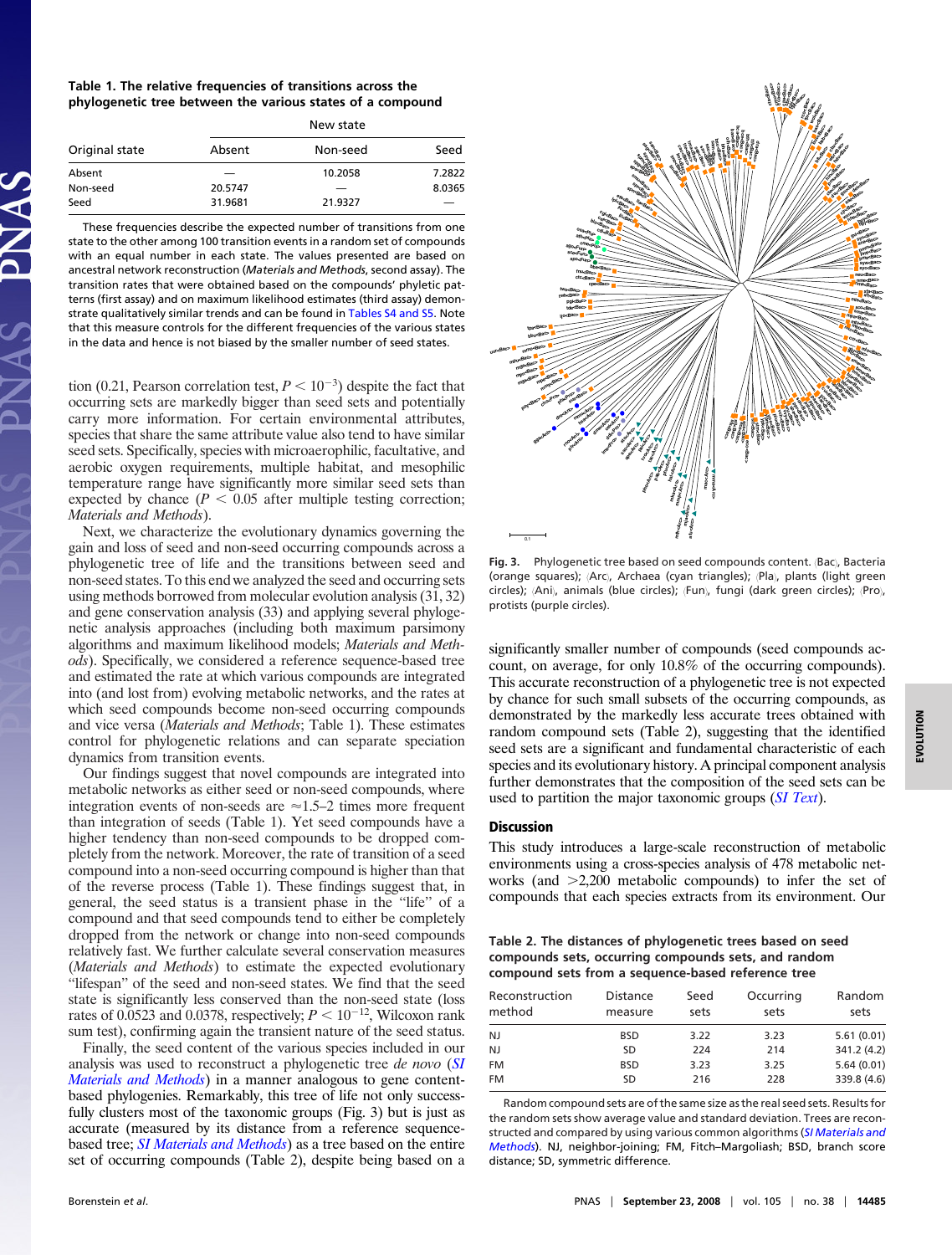**Table 1. The relative frequencies of transitions across the phylogenetic tree between the various states of a compound**

| Original state | New state | | |
|---|---|---|---|
| | Absent | Non-seed | Seed |
| Absent | — | 10.2058 | 7.2822 |
| Non-seed | 20.5747 | — | 8.0365 |
| Seed | 31.9681 | 21.9327 | — |

These frequencies describe the expected number of transitions from one state to the other among 100 transition events in a random set of compounds with an equal number in each state. The values presented are based on ancestral network reconstruction (*Materials and Methods*, second assay). The transition rates that were obtained based on the compounds' phyletic patterns (first assay) and on maximum likelihood estimates (third assay) demonstrate qualitatively similar trends and can be found in Tables S4 and S5. Note that this measure controls for the different frequencies of the various states in the data and hence is not biased by the smaller number of seed states.

tion (0.21, Pearson correlation test, $P < 10^{-3}$) despite the fact that occurring sets are markedly bigger than seed sets and potentially carry more information. For certain environmental attributes, species that share the same attribute value also tend to have similar seed sets. Specifically, species with microaerophilic, facultative, and aerobic oxygen requirements, multiple habitat, and mesophilic temperature range have significantly more similar seed sets than expected by chance ($P < 0.05$ after multiple testing correction; *Materials and Methods*).

Next, we characterize the evolutionary dynamics governing the gain and loss of seed and non-seed occurring compounds across a phylogenetic tree of life and the transitions between seed and non-seed states. To this end we analyzed the seed and occurring sets using methods borrowed from molecular evolution analysis (31, 32) and gene conservation analysis (33) and applying several phylogenetic analysis approaches (including both maximum parsimony algorithms and maximum likelihood models; *Materials and Methods*). Specifically, we considered a reference sequence-based tree and estimated the rate at which various compounds are integrated into (and lost from) evolving metabolic networks, and the rates at which seed compounds become non-seed occurring compounds and vice versa (*Materials and Methods*; Table 1). These estimates control for phylogenetic relations and can separate speciation dynamics from transition events.

Our findings suggest that novel compounds are integrated into metabolic networks as either seed or non-seed compounds, where integration events of non-seeds are ≈1.5–2 times more frequent than integration of seeds (Table 1). Yet seed compounds have a higher tendency than non-seed compounds to be dropped completely from the network. Moreover, the rate of transition of a seed compound into a non-seed occurring compound is higher than that of the reverse process (Table 1). These findings suggest that, in general, the seed status is a transient phase in the "life" of a compound and that seed compounds tend to either be completely dropped from the network or change into non-seed compounds relatively fast. We further calculate several conservation measures (*Materials and Methods*) to estimate the expected evolutionary "lifespan" of the seed and non-seed states. We find that the seed state is significantly less conserved than the non-seed state (loss rates of 0.0523 and 0.0378, respectively; $P < 10^{-12}$, Wilcoxon rank sum test), confirming again the transient nature of the seed status.

Finally, the seed content of the various species included in our analysis was used to reconstruct a phylogenetic tree *de novo* (*SI Materials and Methods*) in a manner analogous to gene content-based phylogenies. Remarkably, this tree of life not only successfully clusters most of the taxonomic groups (Fig. 3) but is just as accurate (measured by its distance from a reference sequence-based tree; *SI Materials and Methods*) as a tree based on the entire set of occurring compounds (Table 2), despite being based on a significantly smaller number of compounds (seed compounds account, on average, for only 10.8% of the occurring compounds). This accurate reconstruction of a phylogenetic tree is not expected by chance for such small subsets of the occurring compounds, as demonstrated by the markedly less accurate trees obtained with random compound sets (Table 2), suggesting that the identified seed sets are a significant and fundamental characteristic of each species and its evolutionary history. A principal component analysis further demonstrates that the composition of the seed sets can be used to partition the major taxonomic groups (*SI Text*).

Fig. 3. Phylogenetic tree based on seed compounds content. ⟨Bac⟩, Bacteria (orange squares); ⟨Arc⟩, Archaea (cyan triangles); ⟨Pla⟩, plants (light green circles); ⟨Ani⟩, animals (blue circles); ⟨Fun⟩, fungi (dark green circles); ⟨Pro⟩, protists (purple circles).

## Discussion

This study introduces a large-scale reconstruction of metabolic environments using a cross-species analysis of 478 metabolic networks (and >2,200 metabolic compounds) to infer the set of compounds that each species extracts from its environment. Our

**Table 2. The distances of phylogenetic trees based on seed compounds sets, occurring compounds sets, and random compound sets from a sequence-based reference tree**

| Reconstruction method | Distance measure | Seed sets | Occurring sets | Random sets |
|---|---|---|---|---|
| NJ | BSD | 3.22 | 3.23 | 5.61 (0.01) |
| NJ | SD | 224 | 214 | 341.2 (4.2) |
| FM | BSD | 3.23 | 3.25 | 5.64 (0.01) |
| FM | SD | 216 | 228 | 339.8 (4.6) |

Random compound sets are of the same size as the real seed sets. Results for the random sets show average value and standard deviation. Trees are reconstructed and compared by using various common algorithms (*SI Materials and Methods*). NJ, neighbor-joining; FM, Fitch–Margoliash; BSD, branch score distance; SD, symmetric difference.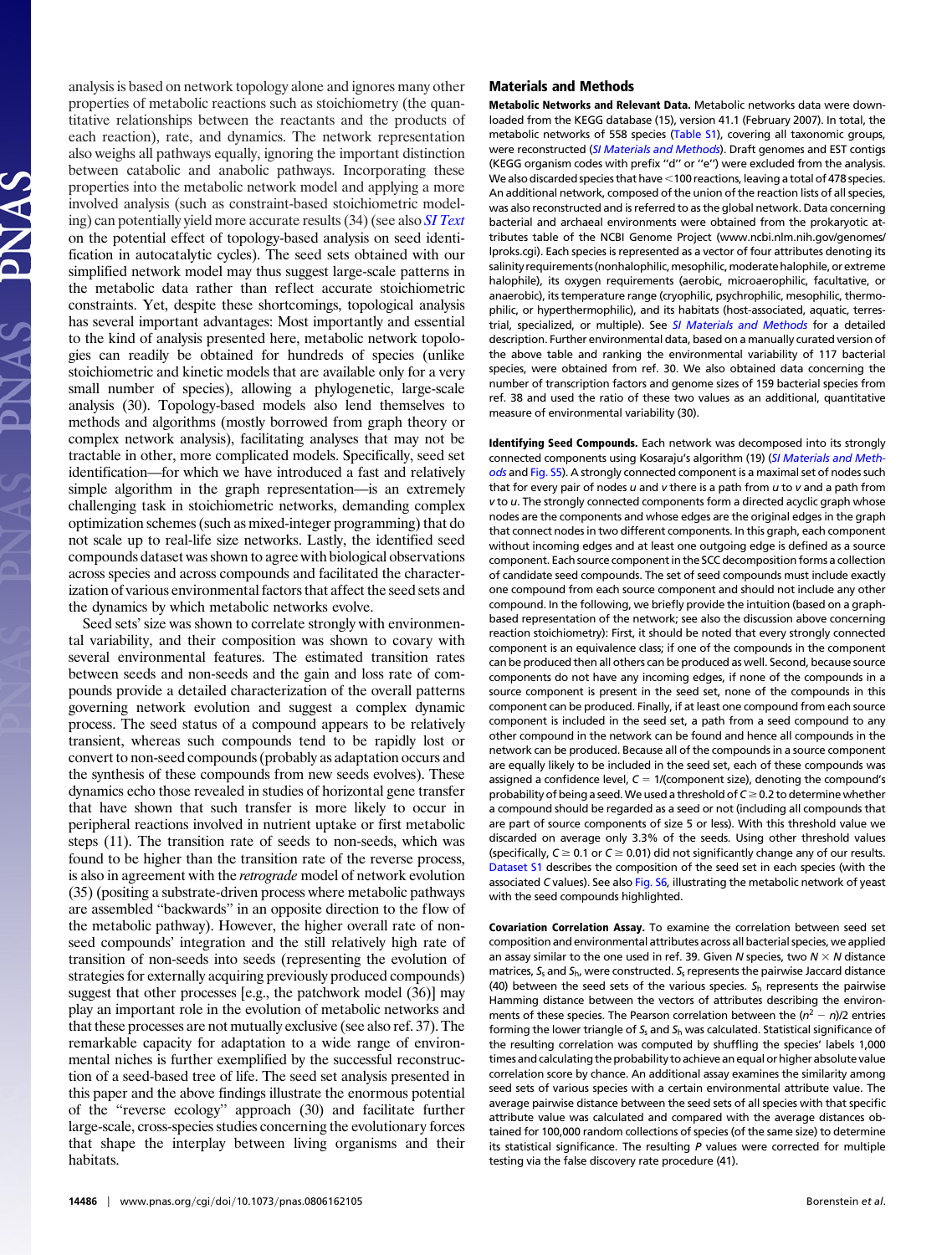analysis is based on network topology alone and ignores many other properties of metabolic reactions such as stoichiometry (the quantitative relationships between the reactants and the products of each reaction), rate, and dynamics. The network reconstruction also weighs all pathways equally, ignoring the important distinction between catabolic and anabolic pathways. Incorporating these properties into the metabolic network model and applying a more involved analysis (such as constraint-based stoichiometric modeling) can potentially yield more accurate results (34) (see also *SI Text* on the potential effect of topology-based analysis on seed identification in autocatalytic cycles). The seed sets obtained with our simplified network model may thus suggest large-scale patterns in the metabolic data rather than reflect accurate stoichiometric constraints. Yet, despite these shortcomings, topological analysis has several important advantages: Most importantly and essential to the kind of analysis presented here, metabolic network topologies can readily be obtained for hundreds of species (unlike stoichiometric and kinetic models that are available only for a very small number of species), allowing a phylogenetic, large-scale analysis (30). Topology-based models also lend themselves to methods and algorithms (mostly borrowed from graph theory or complex network analysis), facilitating analyses that may not be tractable in other, more complicated models. Specifically, seed set identification—for which we have introduced a fast and relatively simple algorithm in the graph representation—is an extremely challenging task in stoichiometric networks, demanding complex optimization schemes (such as mixed-integer programming) that do not scale up to real-life size networks. Lastly, the identified seed compounds dataset was shown to agree with biological observations across species and across compounds and facilitated the characterization of various environmental factors that affect the seed sets and the dynamics by which metabolic networks evolve.

Seed sets' size was shown to correlate strongly with environmental variability, and their composition was shown to covary with several environmental features. The estimated transition rates between seeds and non-seeds and the gain and loss rate of compounds provide a detailed characterization of the overall patterns governing network evolution and suggest a complex dynamic process. The seed status of a compound appears to be relatively transient, whereas such compounds tend to be rapidly lost or convert to non-seed compounds (probably as adaptation occurs and the synthesis of these compounds from new seeds evolves). These dynamics echo those revealed in studies of horizontal gene transfer that have shown that such transfer is more likely to occur in peripheral reactions involved in nutrient uptake or first metabolic steps (11). The transition rate of seeds to non-seeds, which was found to be higher than the transition rate of the reverse process, is also in agreement with the *retrograde* model of network evolution (35) (positing a substrate-driven process where metabolic pathways are assembled "backwards" in an opposite direction to the flow of the metabolic pathway). However, the higher overall rate of non-seed compounds' integration and the still relatively high rate of transition of non-seeds into seeds (representing the evolution of strategies for externally acquiring previously produced compounds) suggest that other processes [e.g., the patchwork model (36)] may play an important role in the evolution of metabolic networks and that these processes are not mutually exclusive (see also ref. 37). The remarkable capacity for adaptation to a wide range of environmental niches is further exemplified by the successful reconstruction of a seed-based tree of life. The seed set analysis presented in this paper and the above findings illustrate the enormous potential of the "reverse ecology" approach (30) and facilitate further large-scale, cross-species studies concerning the evolutionary forces that shape the interplay between living organisms and their habitats.

## Materials and Methods

**Metabolic Networks and Relevant Data.** Metabolic networks data were downloaded from the KEGG database (15), version 41.1 (February 2007). In total, the metabolic networks of 558 species (Table S1), covering all taxonomic groups, were reconstructed (*SI Materials and Methods*). Draft genomes and EST contigs (KEGG organism codes with prefix "d" or "e") were excluded from the analysis. We also discarded species that have <100 reactions, leaving a total of 478 species. An additional network, composed of the union of the reaction lists of all species, was also reconstructed and is referred to as the global network. Data concerning bacterial and archaeal environments were obtained from the prokaryotic attributes table of the NCBI Genome Project (www.ncbi.nlm.nih.gov/genomes/lproks.cgi). Each species is represented as a vector of four attributes denoting its salinity requirements (nonhalophilic, mesophilic, moderate halophile, or extreme halophile), its oxygen requirements (aerobic, microaerophilic, facultative, or anaerobic), its temperature range (cryophilic, psychrophilic, mesophilic, thermophilic, or hyperthermophilic), and its habitats (host-associated, aquatic, terrestrial, specialized, or multiple). See *SI Materials and Methods* for a detailed description. Further environmental data, based on a manually curated version of the above table and ranking the environmental variability of 117 bacterial species, were obtained from ref. 30. We also obtained data concerning the number of transcription factors and genome sizes of 159 bacterial species from ref. 38 and used the ratio of these two values as an additional, quantitative measure of environmental variability (30).

**Identifying Seed Compounds.** Each network was decomposed into its strongly connected components using Kosaraju's algorithm (19) (*SI Materials and Methods* and Fig. S5). A strongly connected component is a maximal set of nodes such that for every pair of nodes $u$ and $v$ there is a path from $u$ to $v$ and a path from $v$ to $u$. The strongly connected components form a directed acyclic graph whose nodes are the components and whose edges are the original edges in the graph that connect nodes in two different components. In this graph, each component without incoming edges and at least one outgoing edge is defined as a source component. Each source component in the SCC decomposition forms a collection of candidate seed compounds. The set of seed compounds must include exactly one compound from each source component and should not include any other compound. In the following, we briefly provide the intuition (based on a graph-based representation of the network; see also the discussion above concerning reaction stoichiometry): First, it should be noted that every strongly connected component is an equivalence class; if one of the compounds in the component can be produced then all others can be produced as well. Second, because source components do not have any incoming edges, if none of the compounds in a source component is present in the seed set, none of the compounds in this component can be produced. Finally, if at least one compound from each source component is included in the seed set, a path from a seed compound to any other compound in the network can be found and hence all compounds in the network can be produced. Because all of the compounds in a source component are equally likely to be included in the seed set, each of these compounds was assigned a confidence level, $C = 1/(\text{component size})$, denoting the compound's probability of being a seed. We used a threshold of $C \geq 0.2$ to determine whether a compound should be regarded as a seed or not (including all compounds that are part of source components of size 5 or less). With this threshold value we discarded on average only 3.3% of the seeds. Using other threshold values (specifically, $C \geq 0.1$ or $C \geq 0.01$) did not significantly change any of our results. Dataset S1 describes the composition of the seed set in each species (with the associated $C$ values). See also Fig. S6, illustrating the metabolic network of yeast with the seed compounds highlighted.

**Covariation Correlation Assay.** To examine the correlation between seed set composition and environmental attributes across all bacterial species, we applied an assay similar to the one used in ref. 39. Given $N$ species, two $N \times N$ distance matrices, $S_s$ and $S_h$, were constructed. $S_s$ represents the pairwise Jaccard distance (40) between the seed sets of the various species. $S_h$ represents the pairwise Hamming distance between the vectors of attributes describing the environments of these species. The Pearson correlation between the $(n^2 - n)/2$ entries forming the lower triangle of $S_s$ and $S_h$ was calculated. Statistical significance of the resulting correlation was computed by shuffling the species' labels 1,000 times and calculating the probability to achieve an equal or higher absolute value correlation score by chance. An additional assay examines the similarity among seed sets of various species with a certain environmental attribute value. The average pairwise distance between the seed sets of all species with that specific attribute value was calculated and compared with the average distances obtained for 100,000 random collections of species (of the same size) to determine its statistical significance. The resulting $P$ values were corrected for multiple testing via the false discovery rate procedure (41).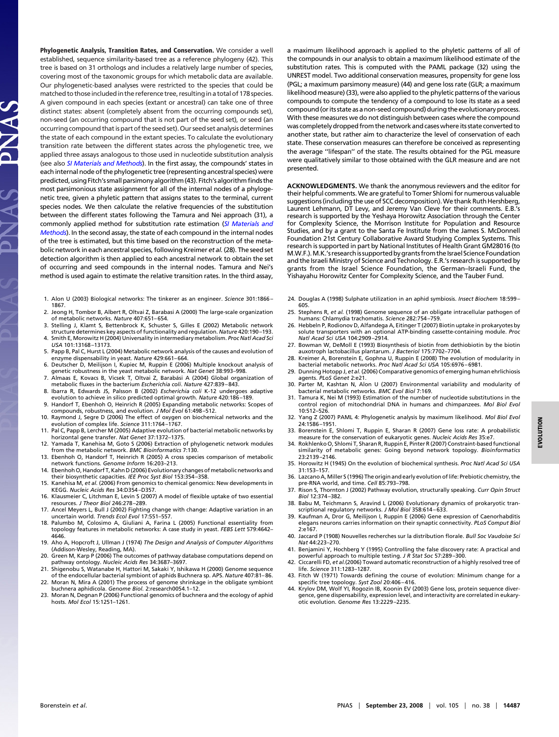**Phylogenetic Analysis, Transition Rates, and Conservation.** We consider a well established, sequence similarity-based tree as a reference phylogeny (42). This tree is based on 31 orthologs and includes a relatively large number of species, covering most of the taxonomic groups for which metabolic data are available. Our phylogenetic-based analyses were restricted to the species that could be matched to those included in the reference tree, resulting in a total of 178 species. A given compound in each species (extant or ancestral) can take one of three distinct states: absent (completely absent from the occurring compounds set), non-seed (an occurring compound that is not part of the seed set), or seed (an occurring compound that is part of the seed set). Our seed set analysis determines the state of each compound in the extant species. To calculate the evolutionary transition rate between the different states across the phylogenetic tree, we applied three assays analogous to those used in nucleotide substitution analysis (see also *SI Materials and Methods*). In the first assay, the compounds' states in each internal node of the phylogenetic tree (representing ancestral species) were predicted, using Fitch's small parsimony algorithm (43). Fitch's algorithm finds the most parsimonious state assignment for all of the internal nodes of a phylogenetic tree, given a phyletic pattern that assigns states to the terminal, current species nodes. We then calculate the relative frequencies of the substitution between the different states following the Tamura and Nei approach (31), a commonly applied method for substitution rate estimation (*SI Materials and Methods*). In the second assay, the state of each compound in the internal nodes of the tree is estimated, but this time based on the reconstruction of the metabolic network in each ancestral species, following Kreimer *et al.* (28). The seed set detection algorithm is then applied to each ancestral network to obtain the set of occurring and seed compounds in the internal nodes. Tamura and Nei's method is used again to estimate the relative transition rates. In the third assay, a maximum likelihood approach is applied to the phyletic patterns of all of the compounds in our analysis to obtain a maximum likelihood estimate of the substitution rates. This is computed with the PAML package (32) using the UNREST model. Two additional conservation measures, propensity for gene loss (PGL; a maximum parsimony measure) (44) and gene loss rate (GLR; a maximum likelihood measure) (33), were also applied to the phyletic patterns of the various compounds to compute the tendency of a compound to lose its state as a seed compound (or its state as a non-seed compound) during the evolutionary process. With these measures we do not distinguish between cases where the compound was completely dropped from the network and cases where its state converted to another state, but rather aim to characterize the level of conservation of each state. These conservation measures can therefore be conceived as representing the average "lifespan" of the state. The results obtained for the PGL measure were qualitatively similar to those obtained with the GLR measure and are not presented.

**ACKNOWLEDGMENTS.** We thank the anonymous reviewers and the editor for their helpful comments. We are grateful to Tomer Shlomi for numerous valuable suggestions (including the use of SCC decomposition). We thank Ruth Hershberg, Laurent Lehmann, DT Levy, and Jeremy Van Cleve for their comments. E.B.'s research is supported by the Yeshaya Horowitz Association through the Center for Complexity Science, the Morrison Institute for Population and Resource Studies, and by a grant to the Santa Fe Institute from the James S. McDonnell Foundation 21st Century Collaborative Award Studying Complex Systems. This research is supported in part by National Institutes of Health Grant GM28016 (to M.W.F.). M.K.'s research is supported by grants from the Israel Science Foundation and the Israeli Ministry of Science and Technology. E.R.'s research is supported by grants from the Israel Science Foundation, the German–Israeli Fund, the Yishayahu Horowitz Center for Complexity Science, and the Tauber Fund.

1. Alon U (2003) Biological networks: The tinkerer as an engineer. *Science* 301:1866–1867.
2. Jeong H, Tombor B, Albert R, Oltvai Z, Barabasi A (2000) The large-scale organization of metabolic networks. *Nature* 407:651–654.
3. Stelling J, Klamt S, Bettenbrock K, Schuster S, Gilles E (2002) Metabolic network structure determines key aspects of functionality and regulation. *Nature* 420:190–193.
4. Smith E, Morowitz H (2004) Universality in intermediary metabolism. *Proc Natl Acad Sci USA* 101:13168–13173.
5. Papp B, Pal C, Hurst L (2004) Metabolic network analysis of the causes and evolution of enzyme dispensability in yeast. *Nature* 429:661–664.
6. Deutscher D, Meilijson I, Kupiec M, Ruppin E (2006) Multiple knockout analysis of genetic robustness in the yeast metabolic network. *Nat Genet* 38:993–998.
7. Almaas E, Kovacs B, Vicsek T, Oltvai Z, Barabási A (2004) Global organization of metabolic fluxes in the bacterium *Escherichia coli*. *Nature* 427:839–843.
8. Ibarra R, Edwards JS, Palsson B (2002) *Escherichia coli* K-12 undergoes adaptive evolution to achieve in silico predicted optimal growth. *Nature* 420:186–189.
9. Handorf T, Ebenhoh O, Heinrich R (2005) Expanding metabolic networks: Scopes of compounds, robustness, and evolution. *J Mol Evol* 61:498–512.
10. Raymond J, Segre D (2006) The effect of oxygen on biochemical networks and the evolution of complex life. *Science* 311:1764–1767.
11. Pal C, Papp B, Lercher M (2005) Adaptive evolution of bacterial metabolic networks by horizontal gene transfer. *Nat Genet* 37:1372–1375.
12. Yamada T, Kanehisa M, Goto S (2006) Extraction of phylogenetic network modules from the metabolic network. *BMC Bioinformatics* 7:130.
13. Ebenhoh O, Handorf T, Heinrich R (2005) A cross species comparison of metabolic network functions. *Genome Inform* 16:203–213.
14. Ebenhoh O, Handorf T, Kahn D (2006) Evolutionary changes of metabolic networks and their biosynthetic capacities. *IEE Proc Syst Biol* 153:354–358.
15. Kanehisa M, *et al.* (2006) From genomics to chemical genomics: New developments in KEGG. *Nucleic Acids Res* 34:D354–D357.
16. Klausmeier C, Litchman E, Levin S (2007) A model of flexible uptake of two essential resources. *J Theor Biol* 246:278–289.
17. Ancel Meyers L, Bull J (2002) Fighting change with change: Adaptive variation in an uncertain world. *Trends Ecol Evol* 17:551–557.
18. Palumbo M, Colosimo A, Giuliani A, Farina L (2005) Functional essentiality from topology features in metabolic networks: A case study in yeast. *FEBS Lett* 579:4642–4646.
19. Aho A, Hopcroft J, Ullman J (1974) *The Design and Analysis of Computer Algorithms* (Addison-Wesley, Reading, MA).
20. Green M, Karp P (2006) The outcomes of pathway database computations depend on pathway ontology. *Nucleic Acids Res* 34:3687–3697.
21. Shigenobu S, Watanabe H, Hattori M, Sakaki Y, Ishikawa H (2000) Genome sequence of the endocellular bacterial symbiont of aphids Buchnera sp. APS. *Nature* 407:81–86.
22. Moran N, Mira A (2001) The process of genome shrinkage in the obligate symbiont buchnera aphidicola. *Genome Biol.* 2:research0054.1–12.
23. Moran N, Degnan P (2006) Functional genomics of buchnera and the ecology of aphid hosts. *Mol Ecol* 15:1251–1261.
24. Douglas A (1998) Sulphate utilization in an aphid symbiosis. *Insect Biochem* 18:599–605.
25. Stephens R, *et al.* (1998) Genome sequence of an obligate intracellular pathogen of humans: Chlamydia trachomatis. *Science* 282:754–759.
26. Hebbeln P, Rodionov D, Alfandega A, Eitinger T (2007) Biotin uptake in prokaryotes by solute transporters with an optional ATP-binding cassette-containing module. *Proc Natl Acad Sci USA* 104:2909–2914.
27. Bowman W, DeMoll E (1993) Biosynthesis of biotin from dethiobiotin by the biotin auxotroph lactobacillus plantarum. *J Bacteriol* 175:7702–7704.
28. Kreimer A, Borenstein E, Gophna U, Ruppin E (2008) The evolution of modularity in bacterial metabolic networks. *Proc Natl Acad Sci USA* 105:6976–6981.
29. Dunning Hotopp J, *et al.* (2006) Comparative genomics of emerging human ehrlichiosis agents. *PLoS Genet* 2:e21.
30. Parter M, Kashtan N, Alon U (2007) Environmental variability and modularity of bacterial metabolic networks. *BMC Evol Biol* 7:169.
31. Tamura K, Nei M (1993) Estimation of the number of nucleotide substitutions in the control region of mitochondrial DNA in humans and chimpanzees. *Mol Biol Evol* 10:512–526.
32. Yang Z (2007) PAML 4: Phylogenetic analysis by maximum likelihood. *Mol Biol Evol* 24:1586–1951.
33. Borenstein E, Shlomi T, Ruppin E, Sharan R (2007) Gene loss rate: A probabilistic measure for the conservation of eukaryotic genes. *Nucleic Acids Res* 35:e7.
34. Rokhlenko O, Shlomi T, Sharan R, Ruppin E, Pinter R (2007) Constraint-based functional similarity of metabolic genes: Going beyond network topology. *Bioinformatics* 23:2139–2146.
35. Horowitz H (1945) On the evolution of biochemical synthesis. *Proc Natl Acad Sci USA* 31:153–157.
36. Lazcano A, Miller S (1996) The origin and early evolution of life: Prebiotic chemistry, the pre-RNA world, and time. *Cell* 85:793–798.
37. Rison S, Thornton J (2002) Pathway evolution, structurally speaking. *Curr Opin Struct Biol* 12:374–382.
38. Babu M, Teichmann S, Aravind L (2006) Evolutionary dynamics of prokaryotic transcriptional regulatory networks. *J Mol Biol* 358:614–633.
39. Kaufman A, Dror G, Meilijson I, Ruppin E (2006) Gene expression of Caenorhabditis elegans neurons carries information on their synaptic connectivity. *PLoS Comput Biol* 2:e167.
40. Jaccard P (1908) Nouvelles recherches sur la distribution florale. *Bull Soc Vaudoise Sci Nat* 44:223–270.
41. Benjamini Y, Hochberg Y (1995) Controlling the false discovery rate: A practical and powerful approach to multiple testing. *J R Stat Soc* 57:289–300.
42. Ciccarelli FD, *et al.*(2006) Toward automatic reconstruction of a highly resolved tree of life. *Science* 311:1283–1287.
43. Fitch W (1971) Towards defining the course of evolution: Minimum change for a specific tree topology. *Syst Zool* 20:406–416.
44. Krylov DM, Wolf YI, Rogozin IB, Koonin EV (2003) Gene loss, protein sequence divergence, gene dispensability, expression level, and interactivity are correlated in eukaryotic evolution. *Genome Res* 13:2229–2235.